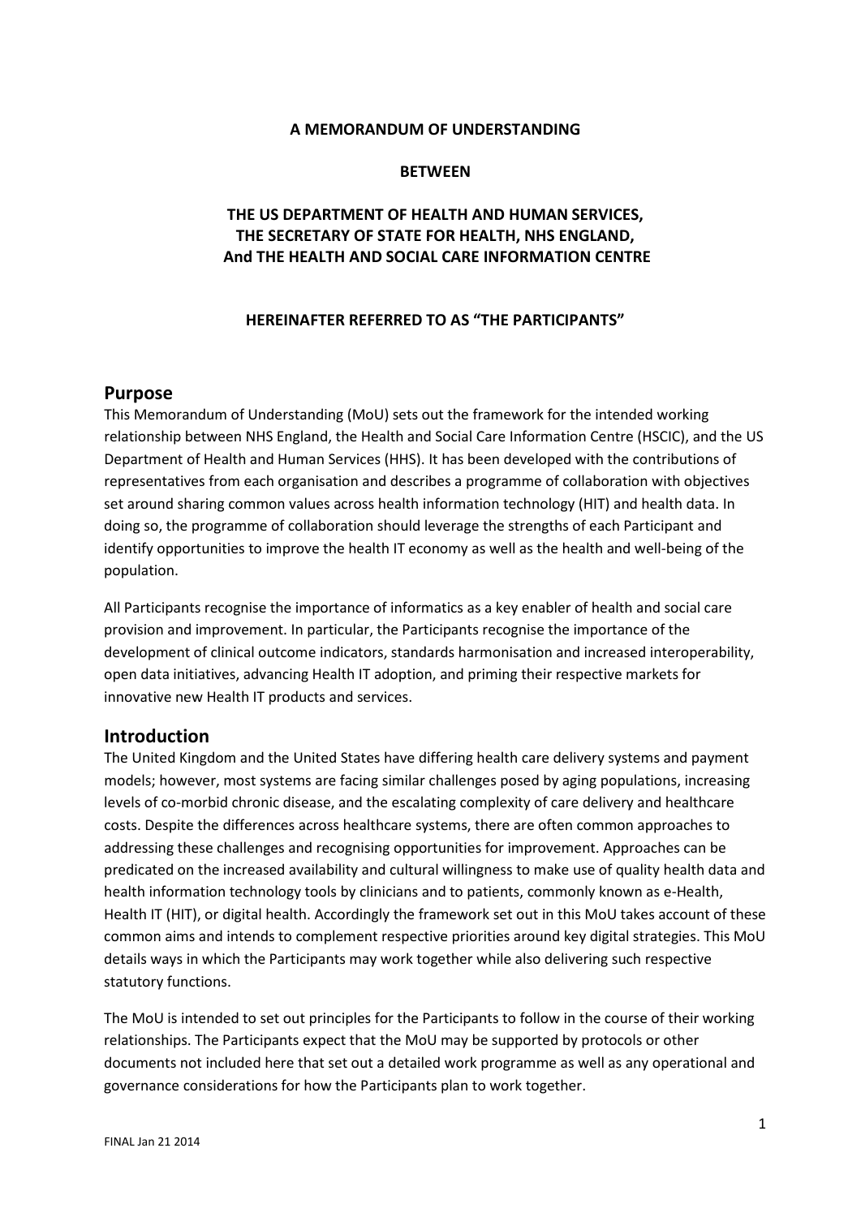**A MEMORANDUM OF UNDERSTANDING**

**BETWEEN**

**THE US DEPARTMENT OF HEALTH AND HUMAN SERVICES, THE SECRETARY OF STATE FOR HEALTH, NHS ENGLAND, And THE HEALTH AND SOCIAL CARE INFORMATION CENTRE**

**HEREINAFTER REFERRED TO AS "THE PARTICIPANTS"**

## Purpose

This Memorandum of Understanding (MoU) sets out the framework for the intended working relationship between NHS England, the Health and Social Care Information Centre (HSCIC), and the US Department of Health and Human Services (HHS). It has been developed with the contributions of representatives from each organisation and describes a programme of collaboration with objectives set around sharing common values across health information technology (HIT) and health data. In doing so, the programme of collaboration should leverage the strengths of each Participant and identify opportunities to improve the health IT economy as well as the health and well-being of the population.

All Participants recognise the importance of informatics as a key enabler of health and social care provision and improvement. In particular, the Participants recognise the importance of the development of clinical outcome indicators, standards harmonisation and increased interoperability, open data initiatives, advancing Health IT adoption, and priming their respective markets for innovative new Health IT products and services.

## Introduction

The United Kingdom and the United States have differing health care delivery systems and payment models; however, most systems are facing similar challenges posed by aging populations, increasing levels of co-morbid chronic disease, and the escalating complexity of care delivery and healthcare costs. Despite the differences across healthcare systems, there are often common approaches to addressing these challenges and recognising opportunities for improvement. Approaches can be predicated on the increased availability and cultural willingness to make use of quality health data and health information technology tools by clinicians and to patients, commonly known as e-Health, Health IT (HIT), or digital health. Accordingly the framework set out in this MoU takes account of these common aims and intends to complement respective priorities around key digital strategies. This MoU details ways in which the Participants may work together while also delivering such respective statutory functions.

The MoU is intended to set out principles for the Participants to follow in the course of their working relationships. The Participants expect that the MoU may be supported by protocols or other documents not included here that set out a detailed work programme as well as any operational and governance considerations for how the Participants plan to work together.

FINAL Jan 21 2014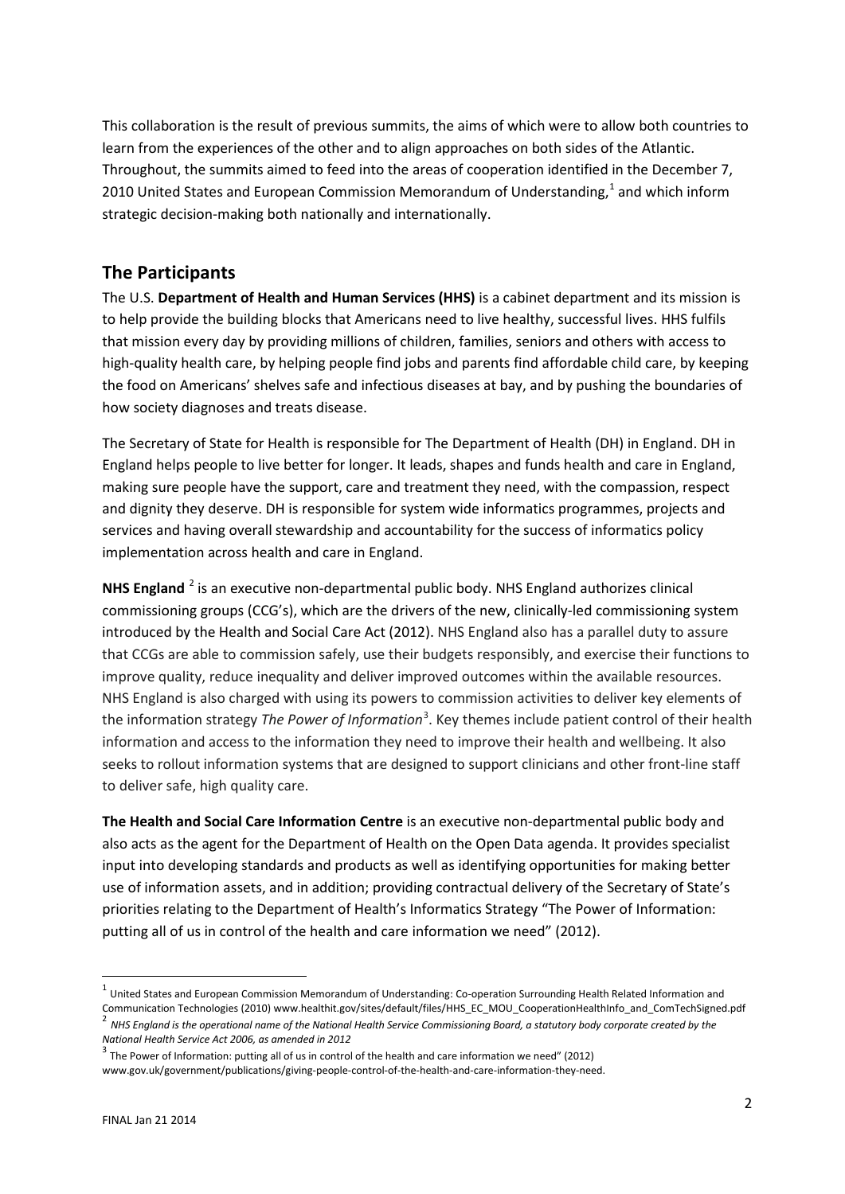This collaboration is the result of previous summits, the aims of which were to allow both countries to learn from the experiences of the other and to align approaches on both sides of the Atlantic. Throughout, the summits aimed to feed into the areas of cooperation identified in the December 7, 2010 United States and European Commission Memorandum of Understanding,[1] and which inform strategic decision-making both nationally and internationally.

## The Participants

The U.S. **Department of Health and Human Services (HHS)** is a cabinet department and its mission is to help provide the building blocks that Americans need to live healthy, successful lives. HHS fulfils that mission every day by providing millions of children, families, seniors and others with access to high-quality health care, by helping people find jobs and parents find affordable child care, by keeping the food on Americans' shelves safe and infectious diseases at bay, and by pushing the boundaries of how society diagnoses and treats disease.

The Secretary of State for Health is responsible for The Department of Health (DH) in England. DH in England helps people to live better for longer. It leads, shapes and funds health and care in England, making sure people have the support, care and treatment they need, with the compassion, respect and dignity they deserve. DH is responsible for system wide informatics programmes, projects and services and having overall stewardship and accountability for the success of informatics policy implementation across health and care in England.

**NHS England** [2] is an executive non-departmental public body. NHS England authorizes clinical commissioning groups (CCG's), which are the drivers of the new, clinically-led commissioning system introduced by the Health and Social Care Act (2012). NHS England also has a parallel duty to assure that CCGs are able to commission safely, use their budgets responsibly, and exercise their functions to improve quality, reduce inequality and deliver improved outcomes within the available resources. NHS England is also charged with using its powers to commission activities to deliver key elements of the information strategy *The Power of Information*[3]. Key themes include patient control of their health information and access to the information they need to improve their health and wellbeing. It also seeks to rollout information systems that are designed to support clinicians and other front-line staff to deliver safe, high quality care.

**The Health and Social Care Information Centre** is an executive non-departmental public body and also acts as the agent for the Department of Health on the Open Data agenda. It provides specialist input into developing standards and products as well as identifying opportunities for making better use of information assets, and in addition; providing contractual delivery of the Secretary of State's priorities relating to the Department of Health's Informatics Strategy "The Power of Information: putting all of us in control of the health and care information we need" (2012).

---

[1] United States and European Commission Memorandum of Understanding: Co-operation Surrounding Health Related Information and Communication Technologies (2010) www.healthit.gov/sites/default/files/HHS_EC_MOU_CooperationHealthInfo_and_ComTechSigned.pdf

[2] *NHS England is the operational name of the National Health Service Commissioning Board, a statutory body corporate created by the National Health Service Act 2006, as amended in 2012*

[3] The Power of Information: putting all of us in control of the health and care information we need" (2012) www.gov.uk/government/publications/giving-people-control-of-the-health-and-care-information-they-need.

FINAL Jan 21 2014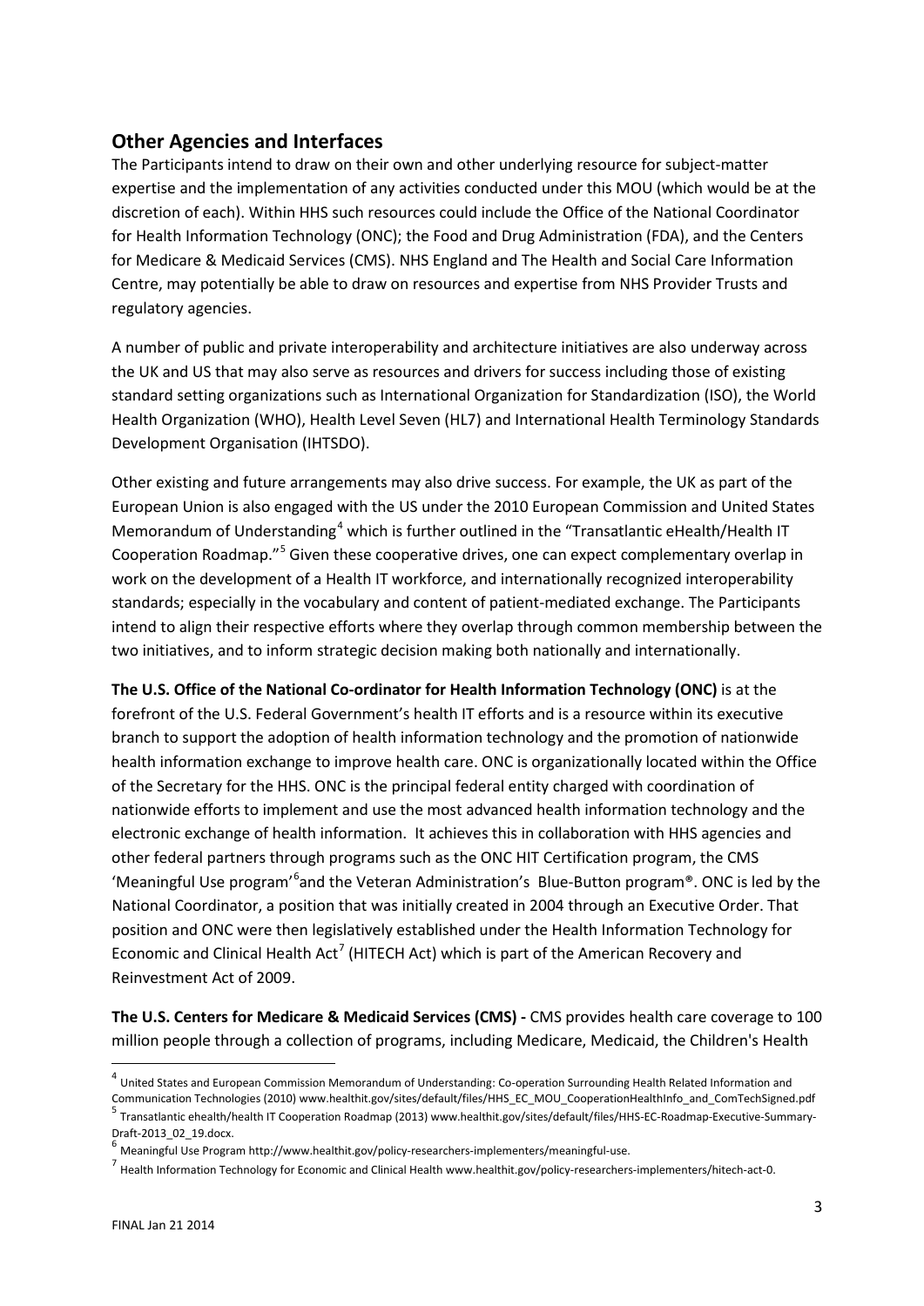## Other Agencies and Interfaces

The Participants intend to draw on their own and other underlying resource for subject-matter expertise and the implementation of any activities conducted under this MOU (which would be at the discretion of each). Within HHS such resources could include the Office of the National Coordinator for Health Information Technology (ONC); the Food and Drug Administration (FDA), and the Centers for Medicare & Medicaid Services (CMS). NHS England and The Health and Social Care Information Centre, may potentially be able to draw on resources and expertise from NHS Provider Trusts and regulatory agencies.

A number of public and private interoperability and architecture initiatives are also underway across the UK and US that may also serve as resources and drivers for success including those of existing standard setting organizations such as International Organization for Standardization (ISO), the World Health Organization (WHO), Health Level Seven (HL7) and International Health Terminology Standards Development Organisation (IHTSDO).

Other existing and future arrangements may also drive success. For example, the UK as part of the European Union is also engaged with the US under the 2010 European Commission and United States Memorandum of Understanding[4] which is further outlined in the "Transatlantic eHealth/Health IT Cooperation Roadmap."[5] Given these cooperative drives, one can expect complementary overlap in work on the development of a Health IT workforce, and internationally recognized interoperability standards; especially in the vocabulary and content of patient-mediated exchange. The Participants intend to align their respective efforts where they overlap through common membership between the two initiatives, and to inform strategic decision making both nationally and internationally.

**The U.S. Office of the National Co-ordinator for Health Information Technology (ONC)** is at the forefront of the U.S. Federal Government's health IT efforts and is a resource within its executive branch to support the adoption of health information technology and the promotion of nationwide health information exchange to improve health care. ONC is organizationally located within the Office of the Secretary for the HHS. ONC is the principal federal entity charged with coordination of nationwide efforts to implement and use the most advanced health information technology and the electronic exchange of health information. It achieves this in collaboration with HHS agencies and other federal partners through programs such as the ONC HIT Certification program, the CMS 'Meaningful Use program'[6] and the Veteran Administration's Blue-Button program®. ONC is led by the National Coordinator, a position that was initially created in 2004 through an Executive Order. That position and ONC were then legislatively established under the Health Information Technology for Economic and Clinical Health Act[7] (HITECH Act) which is part of the American Recovery and Reinvestment Act of 2009.

**The U.S. Centers for Medicare & Medicaid Services (CMS) -** CMS provides health care coverage to 100 million people through a collection of programs, including Medicare, Medicaid, the Children's Health

---

[4] United States and European Commission Memorandum of Understanding: Co-operation Surrounding Health Related Information and Communication Technologies (2010) www.healthit.gov/sites/default/files/HHS_EC_MOU_CooperationHealthInfo_and_ComTechSigned.pdf

[5] Transatlantic ehealth/health IT Cooperation Roadmap (2013) www.healthit.gov/sites/default/files/HHS-EC-Roadmap-Executive-Summary-Draft-2013_02_19.docx.

[6] Meaningful Use Program http://www.healthit.gov/policy-researchers-implementers/meaningful-use.

[7] Health Information Technology for Economic and Clinical Health www.healthit.gov/policy-researchers-implementers/hitech-act-0.

FINAL Jan 21 2014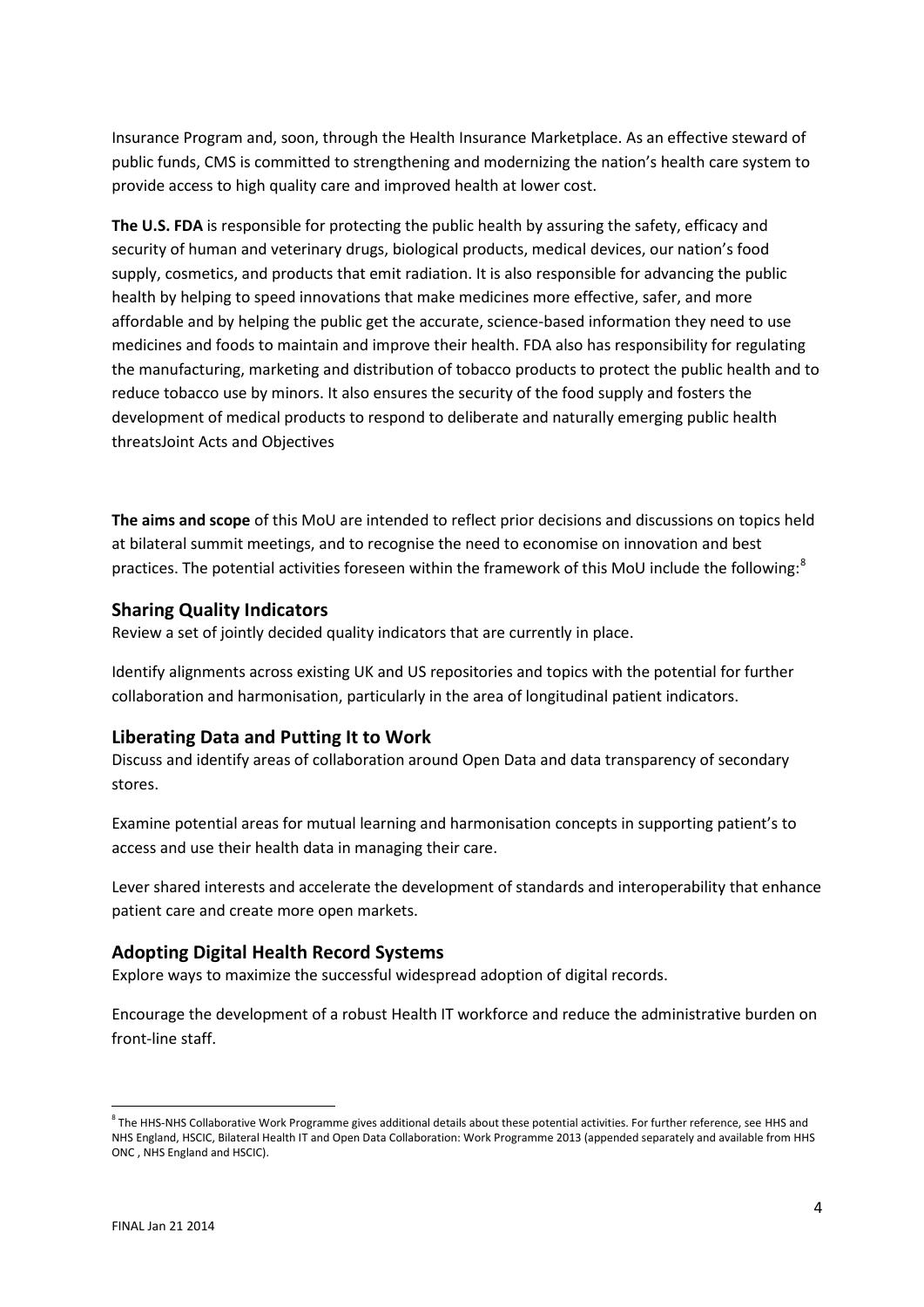Insurance Program and, soon, through the Health Insurance Marketplace. As an effective steward of public funds, CMS is committed to strengthening and modernizing the nation's health care system to provide access to high quality care and improved health at lower cost.

**The U.S. FDA** is responsible for protecting the public health by assuring the safety, efficacy and security of human and veterinary drugs, biological products, medical devices, our nation's food supply, cosmetics, and products that emit radiation. It is also responsible for advancing the public health by helping to speed innovations that make medicines more effective, safer, and more affordable and by helping the public get the accurate, science-based information they need to use medicines and foods to maintain and improve their health. FDA also has responsibility for regulating the manufacturing, marketing and distribution of tobacco products to protect the public health and to reduce tobacco use by minors. It also ensures the security of the food supply and fosters the development of medical products to respond to deliberate and naturally emerging public health threatsJoint Acts and Objectives

**The aims and scope** of this MoU are intended to reflect prior decisions and discussions on topics held at bilateral summit meetings, and to recognise the need to economise on innovation and best practices. The potential activities foreseen within the framework of this MoU include the following:[8]

## Sharing Quality Indicators

Review a set of jointly decided quality indicators that are currently in place.

Identify alignments across existing UK and US repositories and topics with the potential for further collaboration and harmonisation, particularly in the area of longitudinal patient indicators.

## Liberating Data and Putting It to Work

Discuss and identify areas of collaboration around Open Data and data transparency of secondary stores.

Examine potential areas for mutual learning and harmonisation concepts in supporting patient's to access and use their health data in managing their care.

Lever shared interests and accelerate the development of standards and interoperability that enhance patient care and create more open markets.

## Adopting Digital Health Record Systems

Explore ways to maximize the successful widespread adoption of digital records.

Encourage the development of a robust Health IT workforce and reduce the administrative burden on front-line staff.

---

[8] The HHS-NHS Collaborative Work Programme gives additional details about these potential activities. For further reference, see HHS and NHS England, HSCIC, Bilateral Health IT and Open Data Collaboration: Work Programme 2013 (appended separately and available from HHS ONC , NHS England and HSCIC).

FINAL Jan 21 2014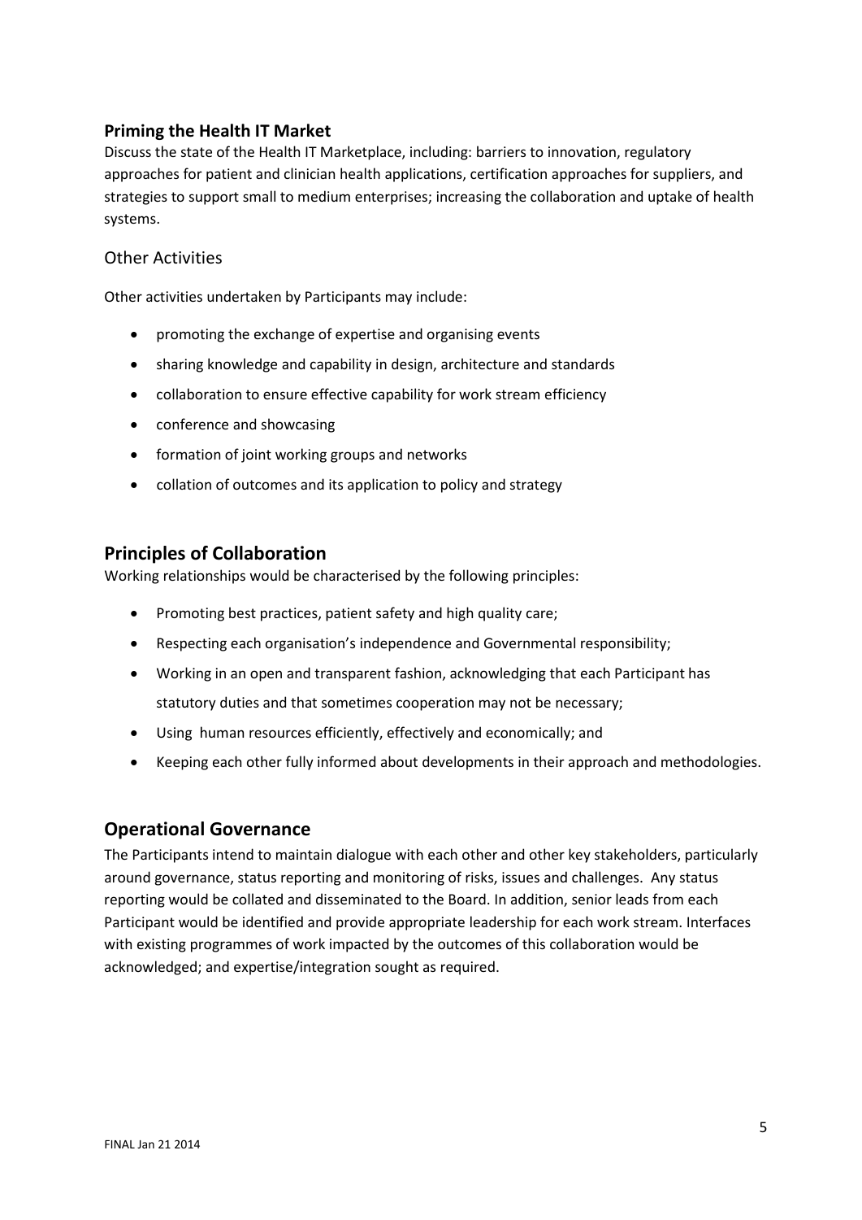### Priming the Health IT Market

Discuss the state of the Health IT Marketplace, including: barriers to innovation, regulatory approaches for patient and clinician health applications, certification approaches for suppliers, and strategies to support small to medium enterprises; increasing the collaboration and uptake of health systems.

### Other Activities

Other activities undertaken by Participants may include:

- promoting the exchange of expertise and organising events
- sharing knowledge and capability in design, architecture and standards
- collaboration to ensure effective capability for work stream efficiency
- conference and showcasing
- formation of joint working groups and networks
- collation of outcomes and its application to policy and strategy

## Principles of Collaboration

Working relationships would be characterised by the following principles:

- Promoting best practices, patient safety and high quality care;
- Respecting each organisation's independence and Governmental responsibility;
- Working in an open and transparent fashion, acknowledging that each Participant has statutory duties and that sometimes cooperation may not be necessary;
- Using human resources efficiently, effectively and economically; and
- Keeping each other fully informed about developments in their approach and methodologies.

## Operational Governance

The Participants intend to maintain dialogue with each other and other key stakeholders, particularly around governance, status reporting and monitoring of risks, issues and challenges. Any status reporting would be collated and disseminated to the Board. In addition, senior leads from each Participant would be identified and provide appropriate leadership for each work stream. Interfaces with existing programmes of work impacted by the outcomes of this collaboration would be acknowledged; and expertise/integration sought as required.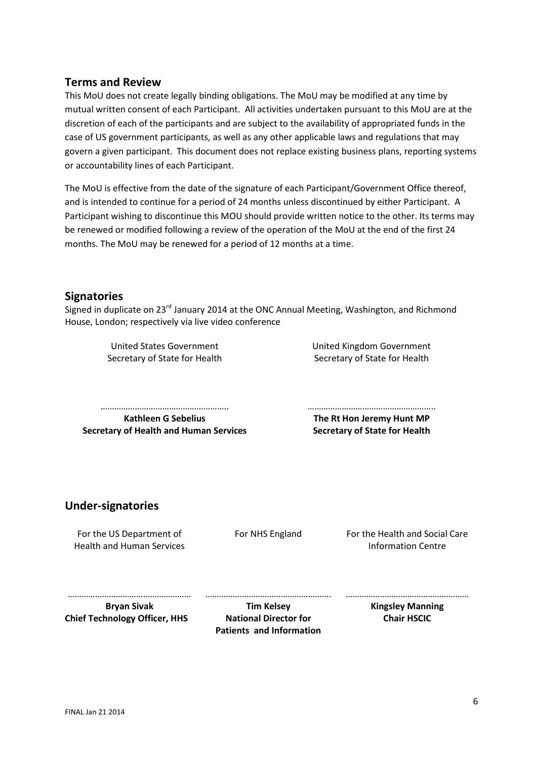## Terms and Review

This MoU does not create legally binding obligations. The MoU may be modified at any time by mutual written consent of each Participant. All activities undertaken pursuant to this MoU are at the discretion of each of the participants and are subject to the availability of appropriated funds in the case of US government participants, as well as any other applicable laws and regulations that may govern a given participant. This document does not replace existing business plans, reporting systems or accountability lines of each Participant.

The MoU is effective from the date of the signature of each Participant/Government Office thereof, and is intended to continue for a period of 24 months unless discontinued by either Participant. A Participant wishing to discontinue this MOU should provide written notice to the other. Its terms may be renewed or modified following a review of the operation of the MoU at the end of the first 24 months. The MoU may be renewed for a period of 12 months at a time.

## Signatories

Signed in duplicate on 23rd January 2014 at the ONC Annual Meeting, Washington, and Richmond House, London; respectively via live video conference

United States Government
Secretary of State for Health

………………………………………………..

**Kathleen G Sebelius**
**Secretary of Health and Human Services**

United Kingdom Government
Secretary of State for Health

………………………………………………..

**The Rt Hon Jeremy Hunt MP**
**Secretary of State for Health**

## Under-signatories

For the US Department of Health and Human Services

………………………………………………

**Bryan Sivak**
**Chief Technology Officer, HHS**

For NHS England

……………………………………………….

**Tim Kelsey**
**National Director for Patients and Information**

For the Health and Social Care Information Centre

………………………………………………

**Kingsley Manning**
**Chair HSCIC**

FINAL Jan 21 2014